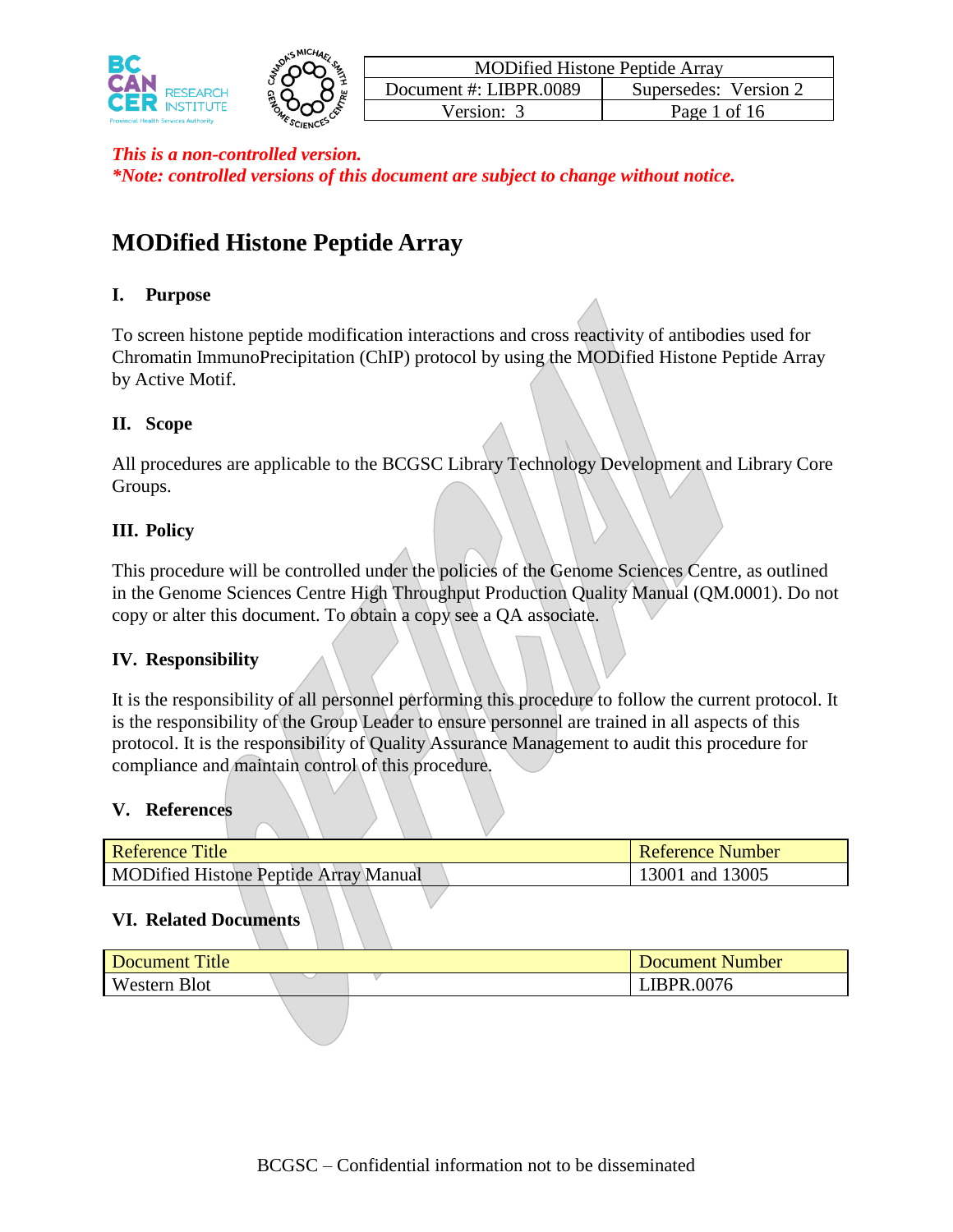*This is a non-controlled version.*
*\*Note: controlled versions of this document are subject to change without notice.*

# MODified Histone Peptide Array

## I. Purpose

To screen histone peptide modification interactions and cross reactivity of antibodies used for Chromatin ImmunoPrecipitation (ChIP) protocol by using the MODified Histone Peptide Array by Active Motif.

## II. Scope

All procedures are applicable to the BCGSC Library Technology Development and Library Core Groups.

## III. Policy

This procedure will be controlled under the policies of the Genome Sciences Centre, as outlined in the Genome Sciences Centre High Throughput Production Quality Manual (QM.0001). Do not copy or alter this document. To obtain a copy see a QA associate.

## IV. Responsibility

It is the responsibility of all personnel performing this procedure to follow the current protocol. It is the responsibility of the Group Leader to ensure personnel are trained in all aspects of this protocol. It is the responsibility of Quality Assurance Management to audit this procedure for compliance and maintain control of this procedure.

## V. References

| Reference Title | Reference Number |
|---|---|
| MODified Histone Peptide Array Manual | 13001 and 13005 |

## VI. Related Documents

| Document Title | Document Number |
|---|---|
| Western Blot | LIBPR.0076 |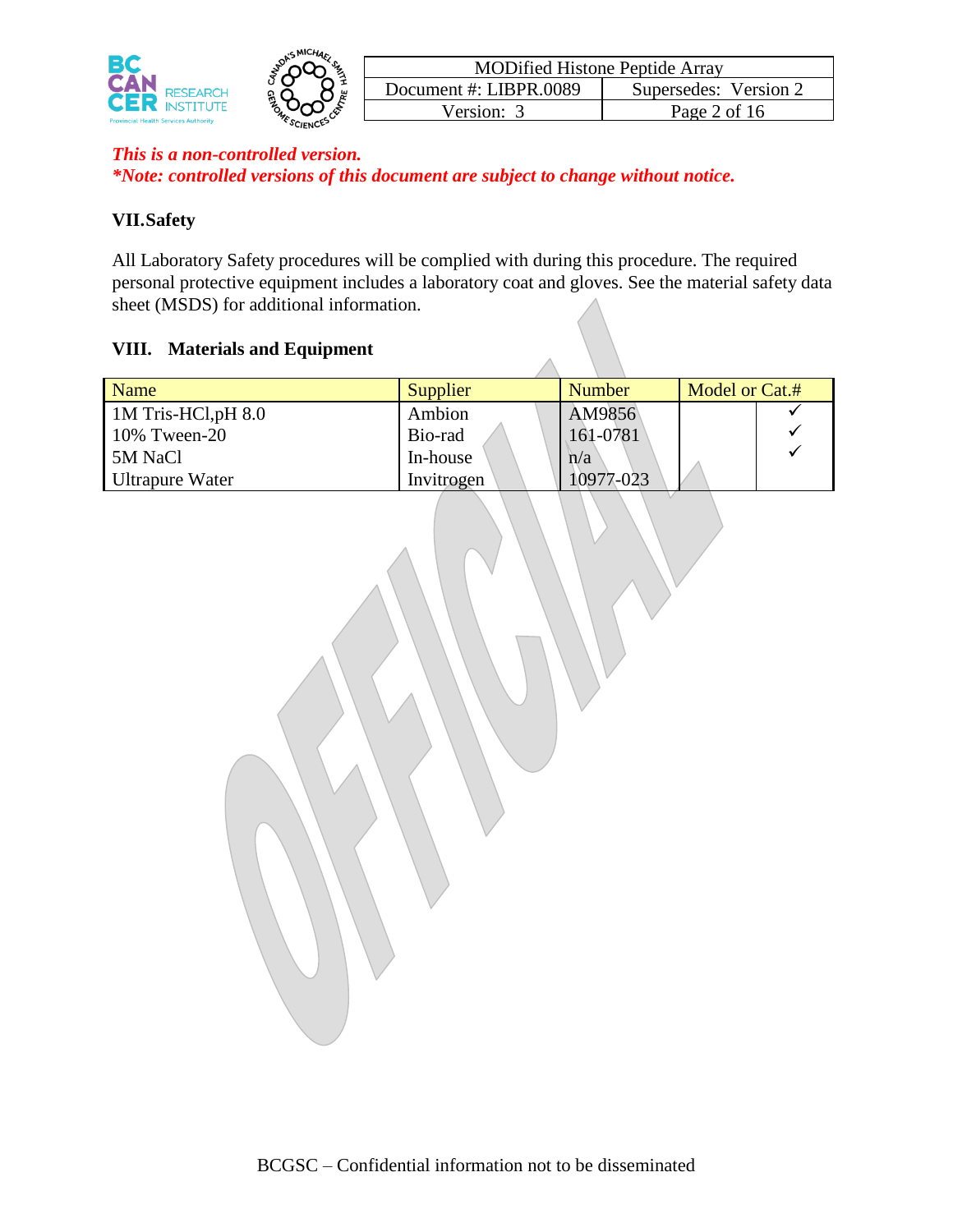*This is a non-controlled version.*
***Note: controlled versions of this document are subject to change without notice.***

## VII. Safety

All Laboratory Safety procedures will be complied with during this procedure. The required personal protective equipment includes a laboratory coat and gloves. See the material safety data sheet (MSDS) for additional information.

## VIII. Materials and Equipment

| Name | Supplier | Number | Model or Cat.# | |
|---|---|---|---|---|
| 1M Tris-HCl,pH 8.0 | Ambion | AM9856 | | ✓ |
| 10% Tween-20 | Bio-rad | 161-0781 | | ✓ |
| 5M NaCl | In-house | n/a | | ✓ |
| Ultrapure Water | Invitrogen | 10977-023 | | |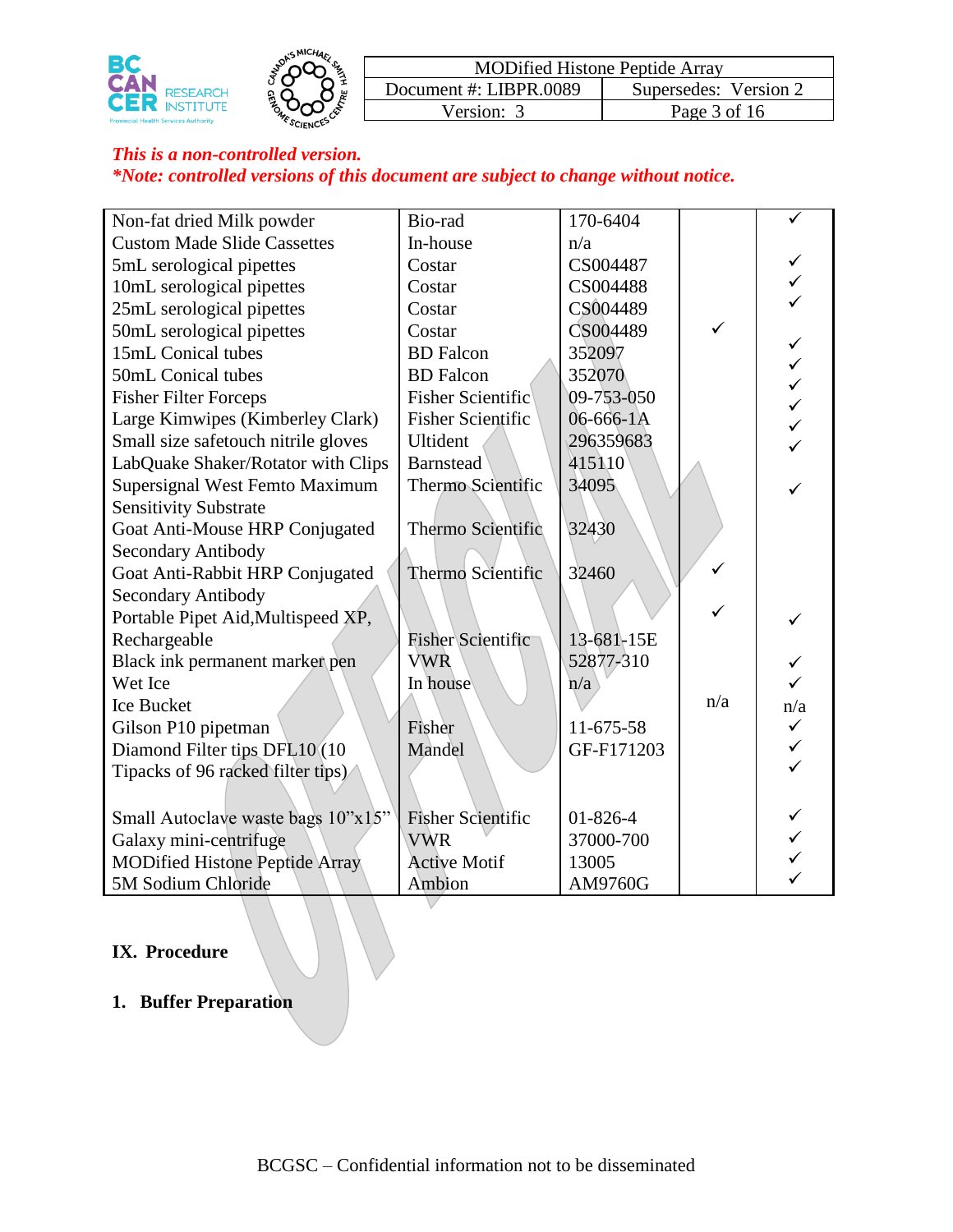*This is a non-controlled version.*
***Note: controlled versions of this document are subject to change without notice.***

| Non-fat dried Milk powder | Bio-rad | 170-6404 | | ✓ |
|---|---|---|---|---|
| Custom Made Slide Cassettes | In-house | n/a | | |
| 5mL serological pipettes | Costar | CS004487 | | ✓ |
| 10mL serological pipettes | Costar | CS004488 | | ✓ |
| 25mL serological pipettes | Costar | CS004489 | | ✓ |
| 50mL serological pipettes | Costar | CS004489 | ✓ | |
| 15mL Conical tubes | BD Falcon | 352097 | | ✓ |
| 50mL Conical tubes | BD Falcon | 352070 | | ✓ |
| Fisher Filter Forceps | Fisher Scientific | 09-753-050 | | ✓ |
| Large Kimwipes (Kimberley Clark) | Fisher Scientific | 06-666-1A | | ✓ |
| Small size safetouch nitrile gloves | Ultident | 296359683 | | ✓ |
| LabQuake Shaker/Rotator with Clips | Barnstead | 415110 | | ✓ |
| Supersignal West Femto Maximum Sensitivity Substrate | Thermo Scientific | 34095 | | ✓ |
| Goat Anti-Mouse HRP Conjugated Secondary Antibody | Thermo Scientific | 32430 | | |
| Goat Anti-Rabbit HRP Conjugated Secondary Antibody | Thermo Scientific | 32460 | ✓ | |
| Portable Pipet Aid,Multispeed XP, Rechargeable | Fisher Scientific | 13-681-15E | ✓ | ✓ |
| Black ink permanent marker pen | VWR | 52877-310 | | ✓ |
| Wet Ice | In house | n/a | | ✓ |
| Ice Bucket | | | n/a | n/a |
| Gilson P10 pipetman | Fisher | 11-675-58 | | ✓ |
| Diamond Filter tips DFL10 (10 | Mandel | GF-F171203 | | ✓ |
| Tipacks of 96 racked filter tips) | | | | ✓ |
| Small Autoclave waste bags 10"x15" | Fisher Scientific | 01-826-4 | | ✓ |
| Galaxy mini-centrifuge | VWR | 37000-700 | | ✓ |
| MODified Histone Peptide Array | Active Motif | 13005 | | ✓ |
| 5M Sodium Chloride | Ambion | AM9760G | | ✓ |

## IX. Procedure

### 1. Buffer Preparation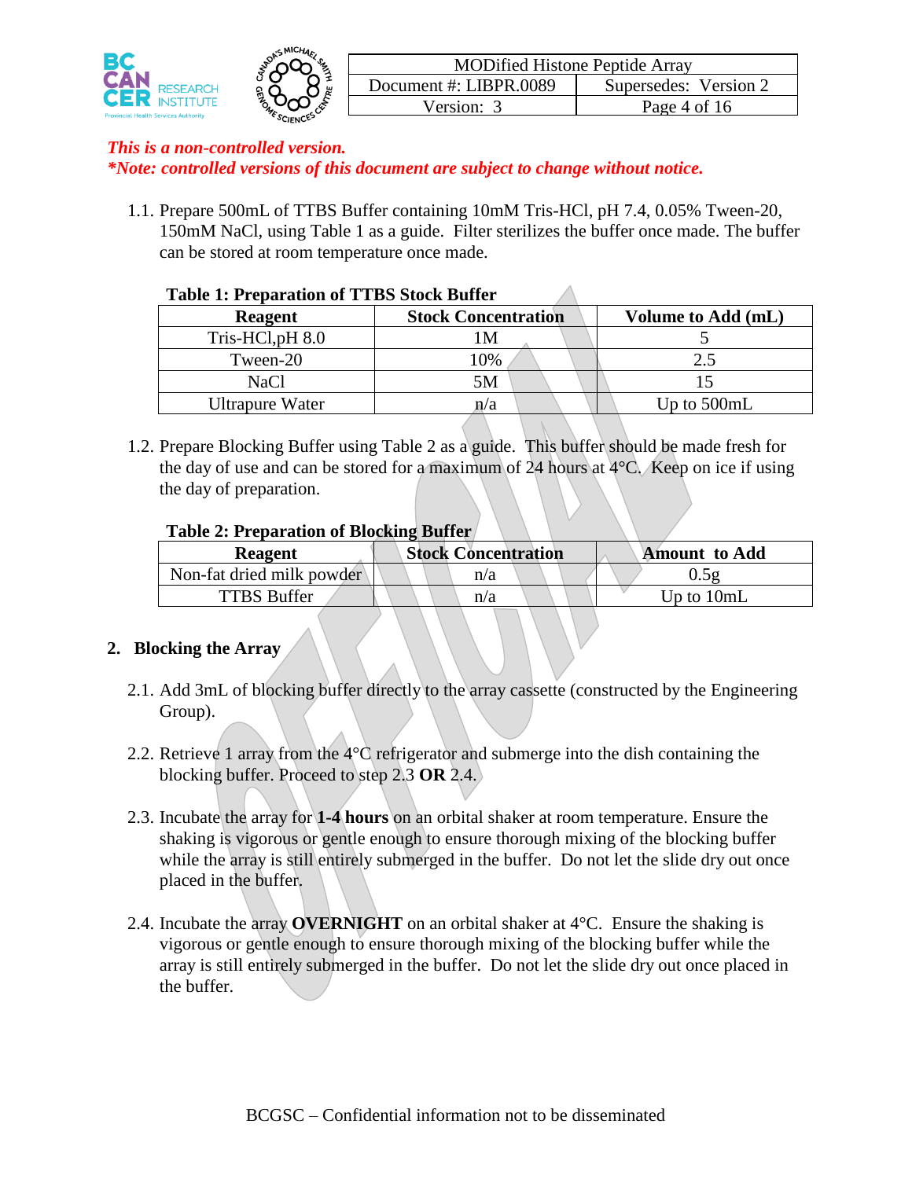*This is a non-controlled version.*
****Note: controlled versions of this document are subject to change without notice.***

1.1. Prepare 500mL of TTBS Buffer containing 10mM Tris-HCl, pH 7.4, 0.05% Tween-20, 150mM NaCl, using Table 1 as a guide. Filter sterilizes the buffer once made. The buffer can be stored at room temperature once made.

**Table 1: Preparation of TTBS Stock Buffer**

| Reagent | Stock Concentration | Volume to Add (mL) |
|---|---|---|
| Tris-HCl,pH 8.0 | 1M | 5 |
| Tween-20 | 10% | 2.5 |
| NaCl | 5M | 15 |
| Ultrapure Water | n/a | Up to 500mL |

1.2. Prepare Blocking Buffer using Table 2 as a guide. This buffer should be made fresh for the day of use and can be stored for a maximum of 24 hours at 4°C. Keep on ice if using the day of preparation.

**Table 2: Preparation of Blocking Buffer**

| Reagent | Stock Concentration | Amount to Add |
|---|---|---|
| Non-fat dried milk powder | n/a | 0.5g |
| TTBS Buffer | n/a | Up to 10mL |

## 2. Blocking the Array

2.1. Add 3mL of blocking buffer directly to the array cassette (constructed by the Engineering Group).

2.2. Retrieve 1 array from the 4°C refrigerator and submerge into the dish containing the blocking buffer. Proceed to step 2.3 **OR** 2.4.

2.3. Incubate the array for **1-4 hours** on an orbital shaker at room temperature. Ensure the shaking is vigorous or gentle enough to ensure thorough mixing of the blocking buffer while the array is still entirely submerged in the buffer. Do not let the slide dry out once placed in the buffer.

2.4. Incubate the array **OVERNIGHT** on an orbital shaker at 4°C. Ensure the shaking is vigorous or gentle enough to ensure thorough mixing of the blocking buffer while the array is still entirely submerged in the buffer. Do not let the slide dry out once placed in the buffer.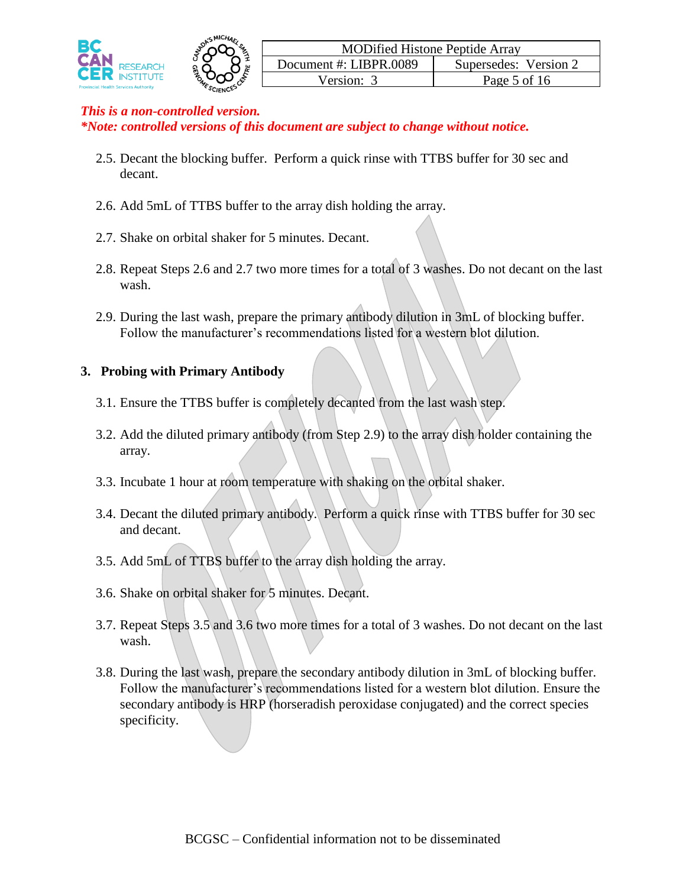*This is a non-controlled version.*
***Note: controlled versions of this document are subject to change without notice.***

2.5. Decant the blocking buffer. Perform a quick rinse with TTBS buffer for 30 sec and decant.

2.6. Add 5mL of TTBS buffer to the array dish holding the array.

2.7. Shake on orbital shaker for 5 minutes. Decant.

2.8. Repeat Steps 2.6 and 2.7 two more times for a total of 3 washes. Do not decant on the last wash.

2.9. During the last wash, prepare the primary antibody dilution in 3mL of blocking buffer. Follow the manufacturer's recommendations listed for a western blot dilution.

## 3. Probing with Primary Antibody

3.1. Ensure the TTBS buffer is completely decanted from the last wash step.

3.2. Add the diluted primary antibody (from Step 2.9) to the array dish holder containing the array.

3.3. Incubate 1 hour at room temperature with shaking on the orbital shaker.

3.4. Decant the diluted primary antibody. Perform a quick rinse with TTBS buffer for 30 sec and decant.

3.5. Add 5mL of TTBS buffer to the array dish holding the array.

3.6. Shake on orbital shaker for 5 minutes. Decant.

3.7. Repeat Steps 3.5 and 3.6 two more times for a total of 3 washes. Do not decant on the last wash.

3.8. During the last wash, prepare the secondary antibody dilution in 3mL of blocking buffer. Follow the manufacturer's recommendations listed for a western blot dilution. Ensure the secondary antibody is HRP (horseradish peroxidase conjugated) and the correct species specificity.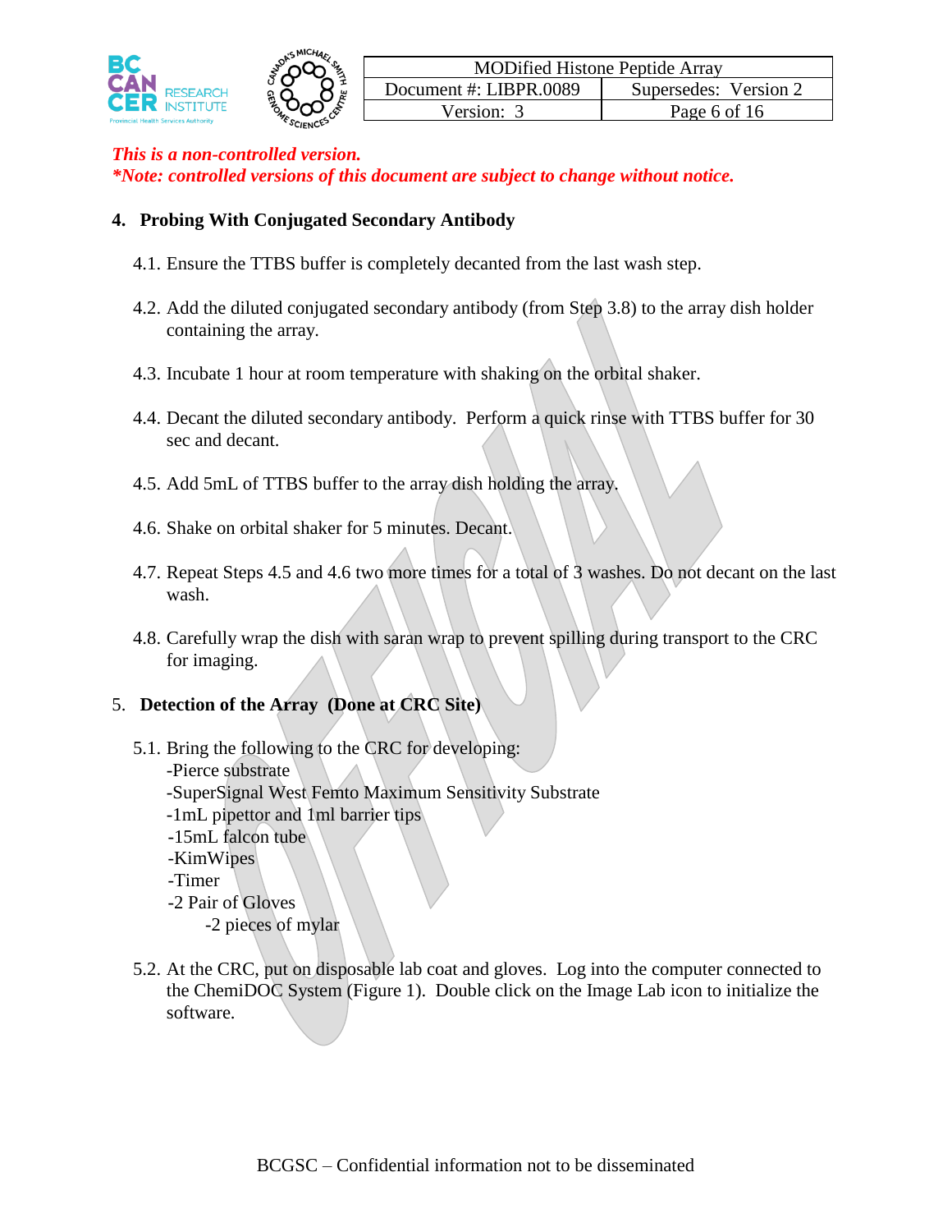*This is a non-controlled version.*
*\*Note: controlled versions of this document are subject to change without notice.*

## 4. Probing With Conjugated Secondary Antibody

4.1. Ensure the TTBS buffer is completely decanted from the last wash step.

4.2. Add the diluted conjugated secondary antibody (from Step 3.8) to the array dish holder containing the array.

4.3. Incubate 1 hour at room temperature with shaking on the orbital shaker.

4.4. Decant the diluted secondary antibody. Perform a quick rinse with TTBS buffer for 30 sec and decant.

4.5. Add 5mL of TTBS buffer to the array dish holding the array.

4.6. Shake on orbital shaker for 5 minutes. Decant.

4.7. Repeat Steps 4.5 and 4.6 two more times for a total of 3 washes. Do not decant on the last wash.

4.8. Carefully wrap the dish with saran wrap to prevent spilling during transport to the CRC for imaging.

## 5. Detection of the Array (Done at CRC Site)

5.1. Bring the following to the CRC for developing:
-Pierce substrate
-SuperSignal West Femto Maximum Sensitivity Substrate
-1mL pipettor and 1ml barrier tips
-15mL falcon tube
-KimWipes
-Timer
-2 Pair of Gloves
-2 pieces of mylar

5.2. At the CRC, put on disposable lab coat and gloves. Log into the computer connected to the ChemiDOC System (Figure 1). Double click on the Image Lab icon to initialize the software.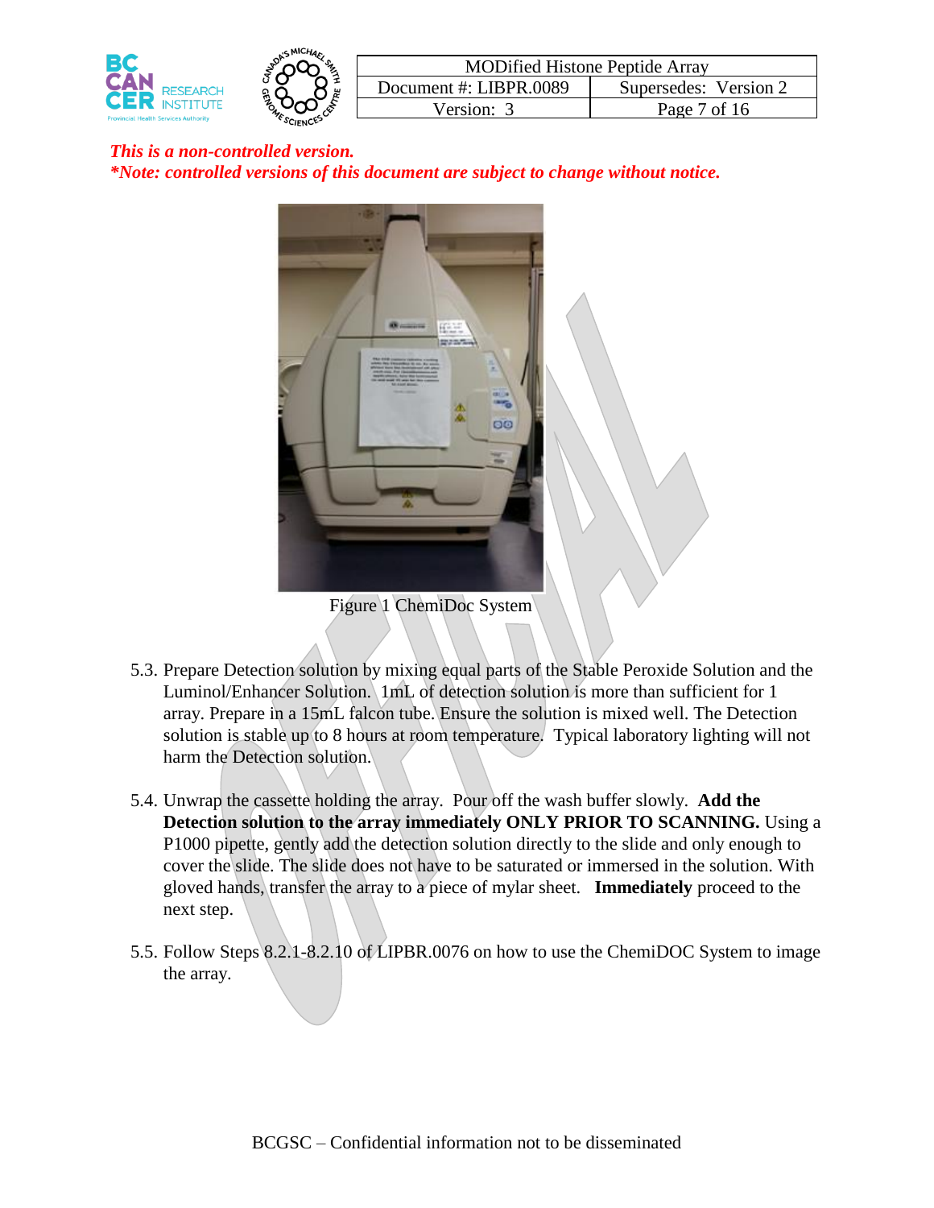*This is a non-controlled version.*
***Note: controlled versions of this document are subject to change without notice.***

Figure 1 ChemiDoc System

5.3. Prepare Detection solution by mixing equal parts of the Stable Peroxide Solution and the Luminol/Enhancer Solution. 1mL of detection solution is more than sufficient for 1 array. Prepare in a 15mL falcon tube. Ensure the solution is mixed well. The Detection solution is stable up to 8 hours at room temperature. Typical laboratory lighting will not harm the Detection solution.

5.4. Unwrap the cassette holding the array. Pour off the wash buffer slowly. **Add the Detection solution to the array immediately ONLY PRIOR TO SCANNING.** Using a P1000 pipette, gently add the detection solution directly to the slide and only enough to cover the slide. The slide does not have to be saturated or immersed in the solution. With gloved hands, transfer the array to a piece of mylar sheet. **Immediately** proceed to the next step.

5.5. Follow Steps 8.2.1-8.2.10 of LIPBR.0076 on how to use the ChemiDOC System to image the array.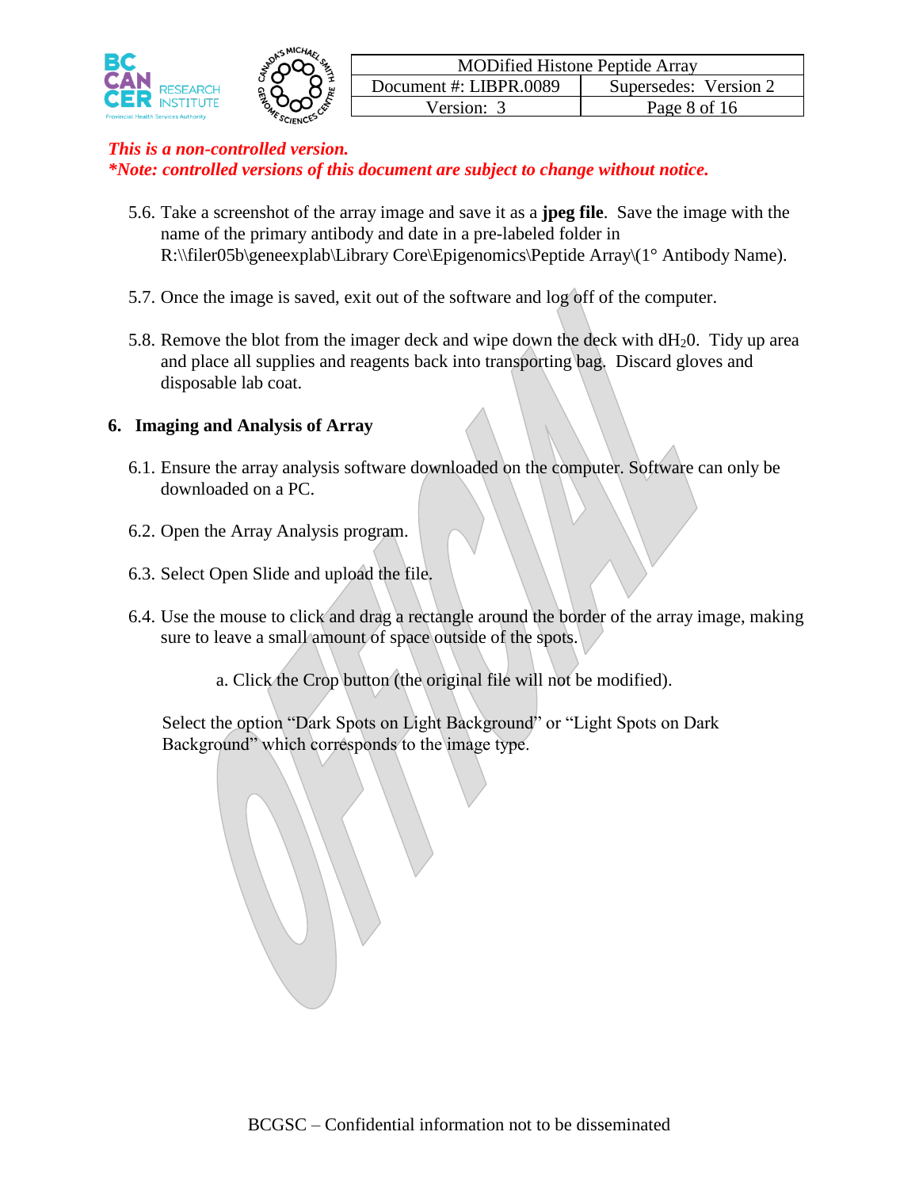*This is a non-controlled version.*
***Note: controlled versions of this document are subject to change without notice.***

5.6. Take a screenshot of the array image and save it as a **jpeg file**. Save the image with the name of the primary antibody and date in a pre-labeled folder in R:\\filer05b\geneexplab\Library Core\Epigenomics\Peptide Array\(1° Antibody Name).

5.7. Once the image is saved, exit out of the software and log off of the computer.

5.8. Remove the blot from the imager deck and wipe down the deck with $dH_20$. Tidy up area and place all supplies and reagents back into transporting bag. Discard gloves and disposable lab coat.

## 6. Imaging and Analysis of Array

6.1. Ensure the array analysis software downloaded on the computer. Software can only be downloaded on a PC.

6.2. Open the Array Analysis program.

6.3. Select Open Slide and upload the file.

6.4. Use the mouse to click and drag a rectangle around the border of the array image, making sure to leave a small amount of space outside of the spots.

a. Click the Crop button (the original file will not be modified).

Select the option "Dark Spots on Light Background" or "Light Spots on Dark Background" which corresponds to the image type.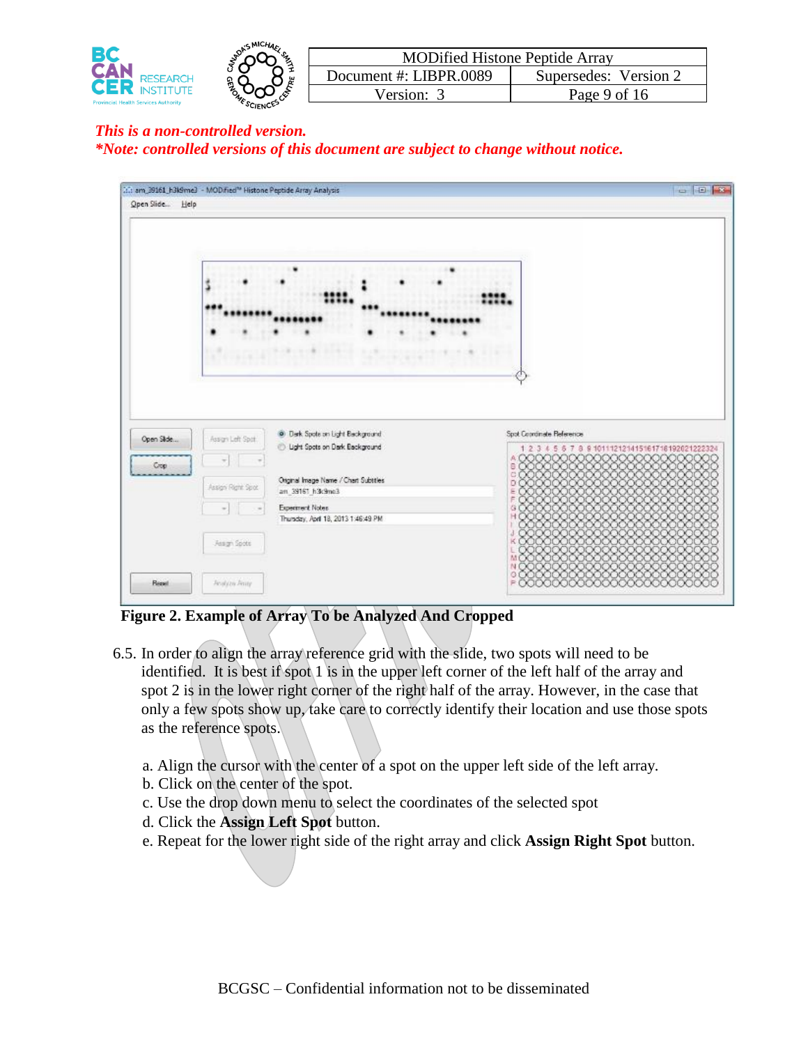*This is a non-controlled version.*
***Note: controlled versions of this document are subject to change without notice.***

**Figure 2. Example of Array To be Analyzed And Cropped**

6.5. In order to align the array reference grid with the slide, two spots will need to be identified. It is best if spot 1 is in the upper left corner of the left half of the array and spot 2 is in the lower right corner of the right half of the array. However, in the case that only a few spots show up, take care to correctly identify their location and use those spots as the reference spots.

a. Align the cursor with the center of a spot on the upper left side of the left array.
b. Click on the center of the spot.
c. Use the drop down menu to select the coordinates of the selected spot
d. Click the **Assign Left Spot** button.
e. Repeat for the lower right side of the right array and click **Assign Right Spot** button.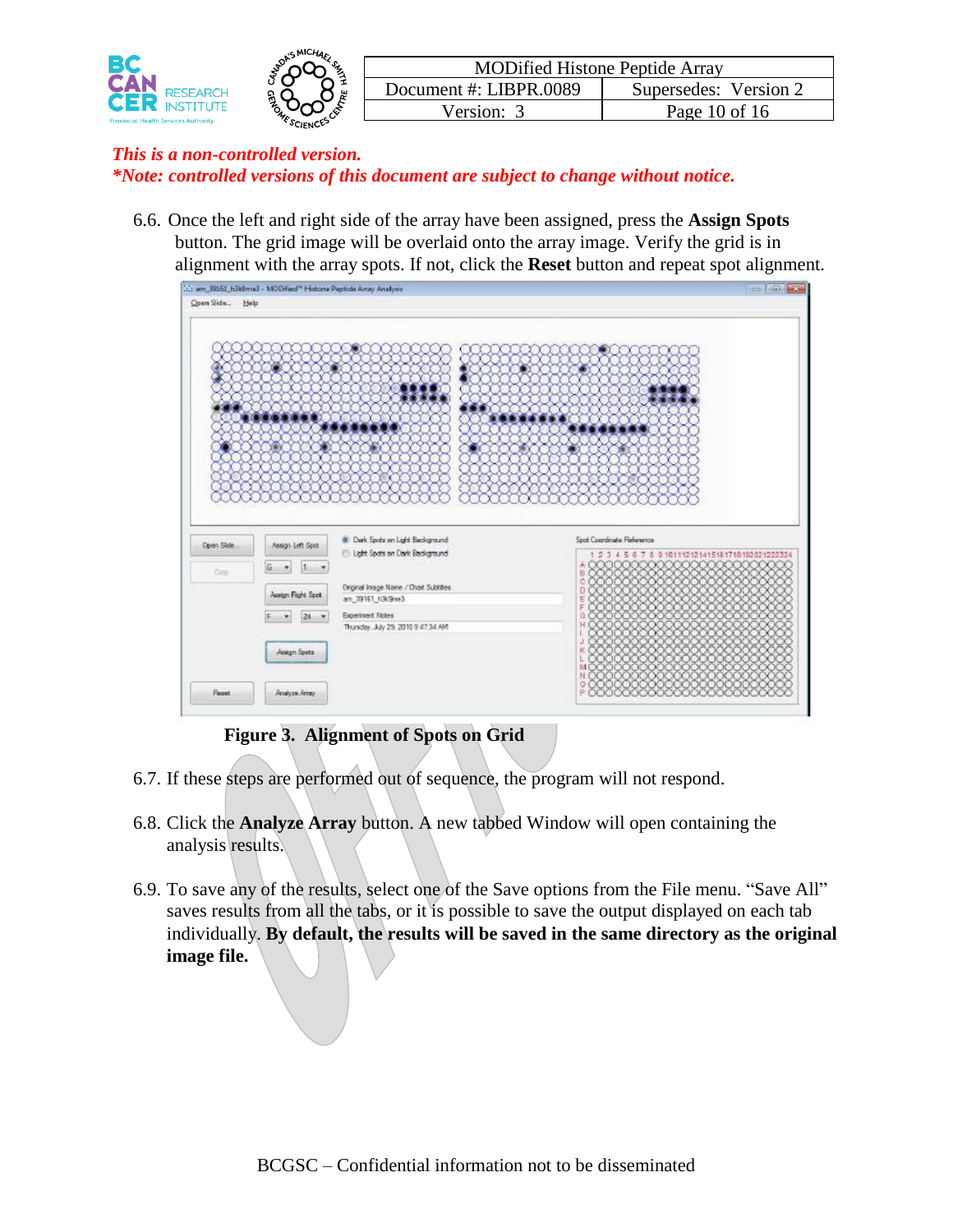*This is a non-controlled version.*
***Note: controlled versions of this document are subject to change without notice.***

6.6. Once the left and right side of the array have been assigned, press the **Assign Spots** button. The grid image will be overlaid onto the array image. Verify the grid is in alignment with the array spots. If not, click the **Reset** button and repeat spot alignment.

**Figure 3. Alignment of Spots on Grid**

6.7. If these steps are performed out of sequence, the program will not respond.

6.8. Click the **Analyze Array** button. A new tabbed Window will open containing the analysis results.

6.9. To save any of the results, select one of the Save options from the File menu. “Save All” saves results from all the tabs, or it is possible to save the output displayed on each tab individually. **By default, the results will be saved in the same directory as the original image file.**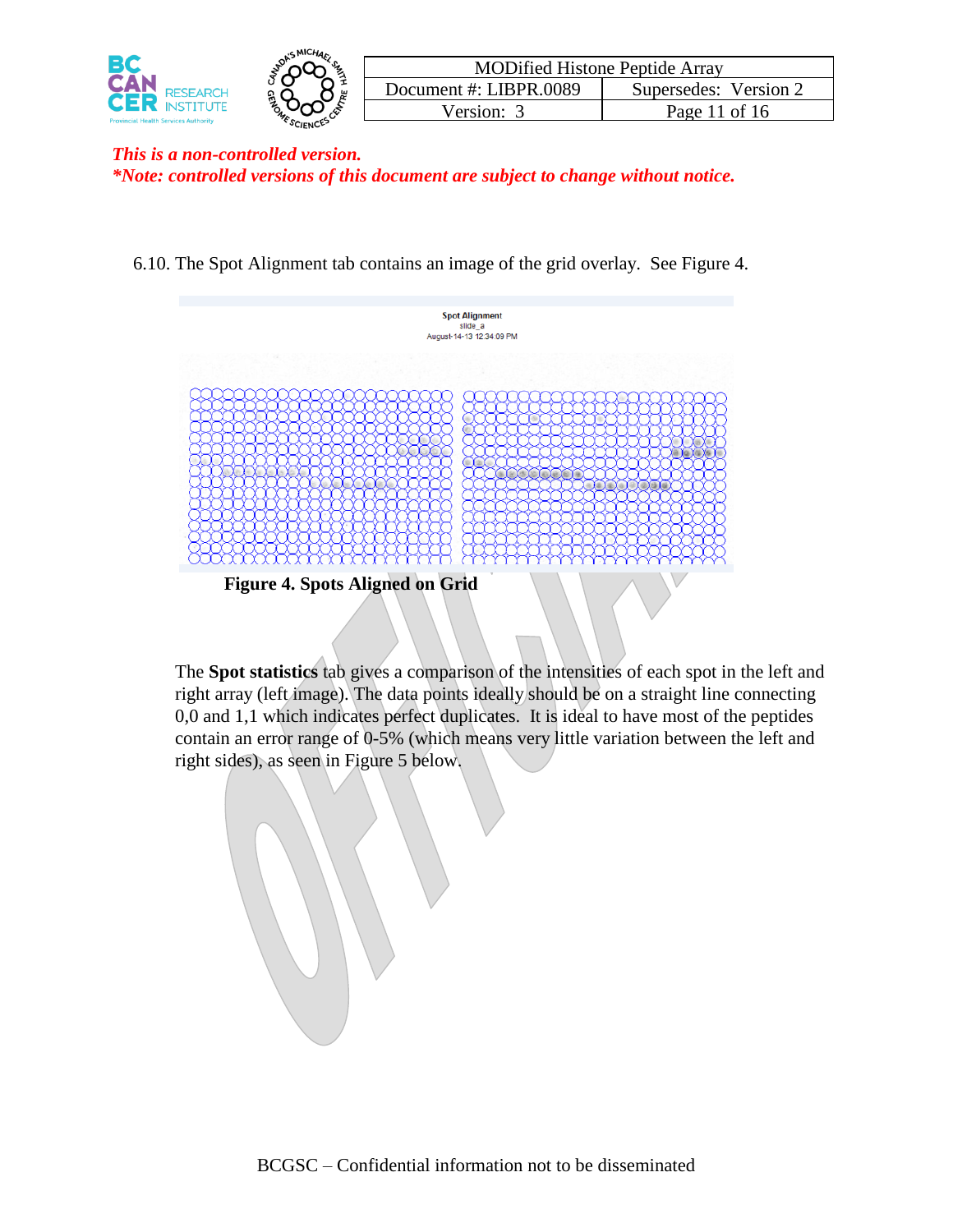*This is a non-controlled version.*
*\*Note: controlled versions of this document are subject to change without notice.*

6.10. The Spot Alignment tab contains an image of the grid overlay. See Figure 4.

**Figure 4. Spots Aligned on Grid**

The **Spot statistics** tab gives a comparison of the intensities of each spot in the left and right array (left image). The data points ideally should be on a straight line connecting 0,0 and 1,1 which indicates perfect duplicates. It is ideal to have most of the peptides contain an error range of 0-5% (which means very little variation between the left and right sides), as seen in Figure 5 below.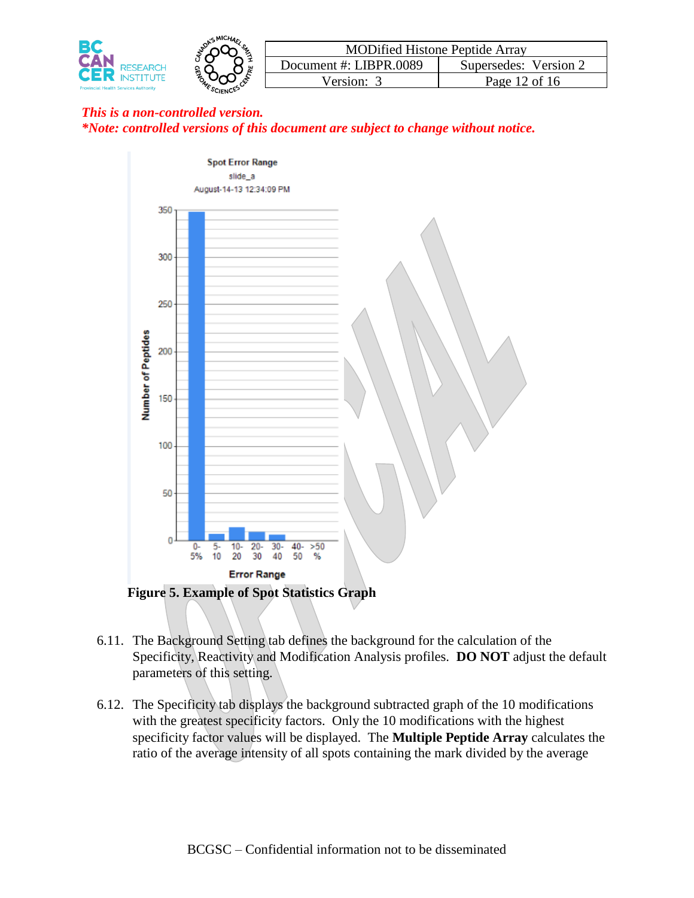*This is a non-controlled version.*
*\*Note: controlled versions of this document are subject to change without notice.*

**Figure 5. Example of Spot Statistics Graph**

6.11. The Background Setting tab defines the background for the calculation of the Specificity, Reactivity and Modification Analysis profiles. **DO NOT** adjust the default parameters of this setting.

6.12. The Specificity tab displays the background subtracted graph of the 10 modifications with the greatest specificity factors. Only the 10 modifications with the highest specificity factor values will be displayed. The **Multiple Peptide Array** calculates the ratio of the average intensity of all spots containing the mark divided by the average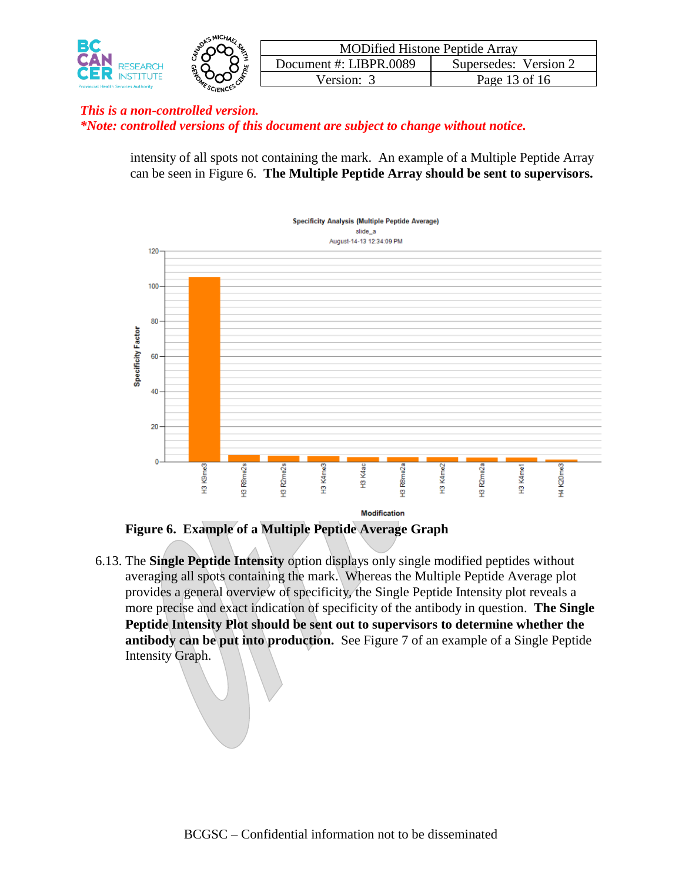*This is a non-controlled version.*
***Note: controlled versions of this document are subject to change without notice.***

intensity of all spots not containing the mark. An example of a Multiple Peptide Array can be seen in Figure 6. **The Multiple Peptide Array should be sent to supervisors.**

**Figure 6. Example of a Multiple Peptide Average Graph**

6.13. The **Single Peptide Intensity** option displays only single modified peptides without averaging all spots containing the mark. Whereas the Multiple Peptide Average plot provides a general overview of specificity, the Single Peptide Intensity plot reveals a more precise and exact indication of specificity of the antibody in question. **The Single Peptide Intensity Plot should be sent out to supervisors to determine whether the antibody can be put into production.** See Figure 7 of an example of a Single Peptide Intensity Graph.

BCGSC – Confidential information not to be disseminated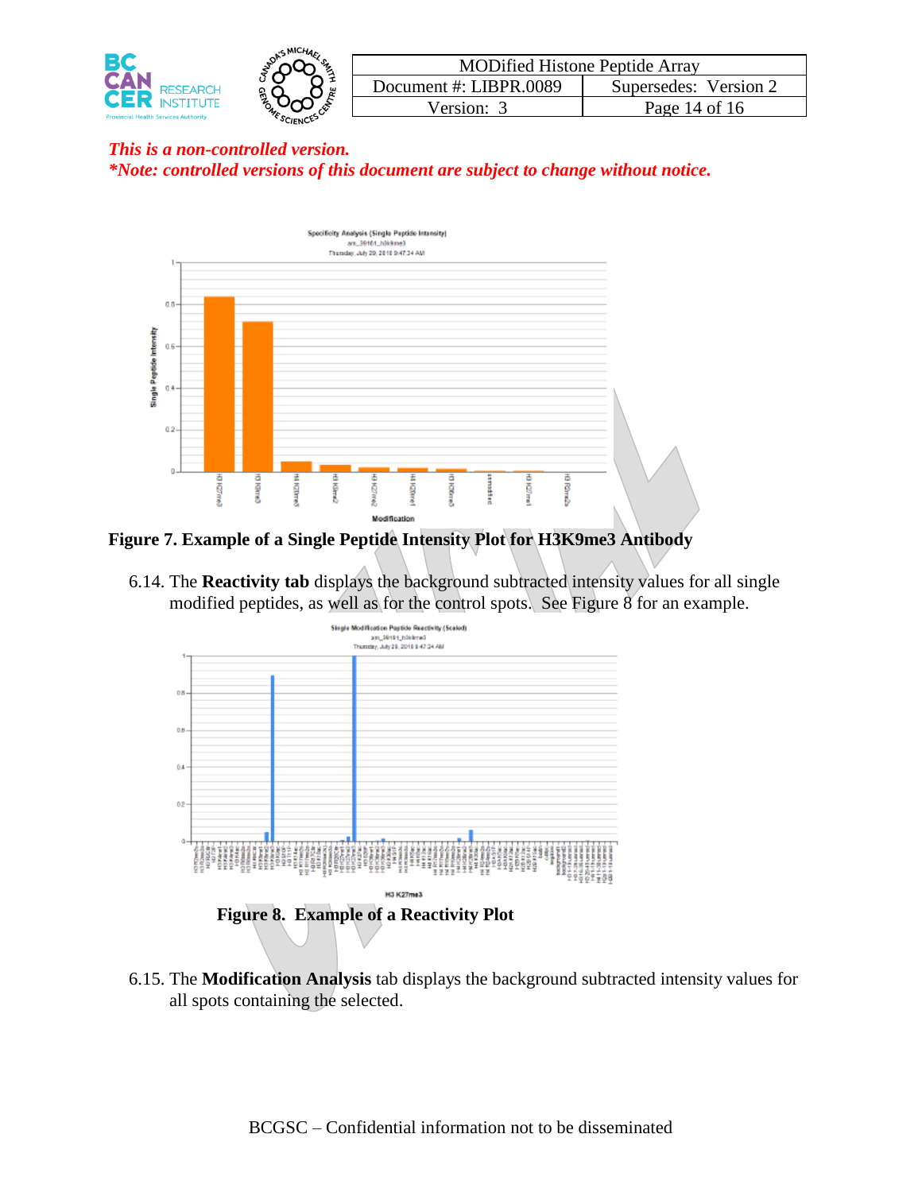*This is a non-controlled version.*
*\*Note: controlled versions of this document are subject to change without notice.*

**Figure 7. Example of a Single Peptide Intensity Plot for H3K9me3 Antibody**

6.14. The **Reactivity tab** displays the background subtracted intensity values for all single modified peptides, as well as for the control spots. See Figure 8 for an example.

**Figure 8. Example of a Reactivity Plot**

6.15. The **Modification Analysis** tab displays the background subtracted intensity values for all spots containing the selected.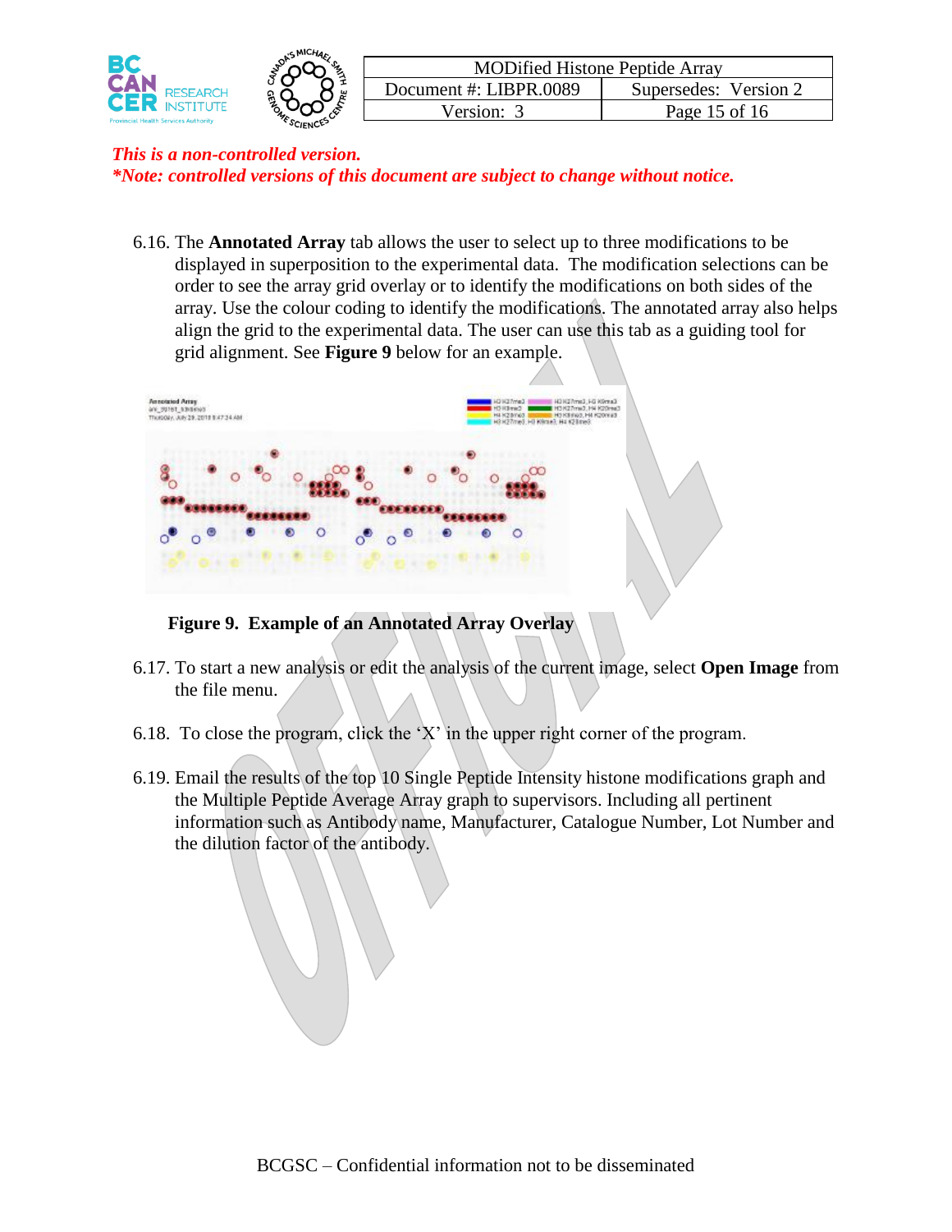*This is a non-controlled version.*
***Note: controlled versions of this document are subject to change without notice.***

6.16. The **Annotated Array** tab allows the user to select up to three modifications to be displayed in superposition to the experimental data. The modification selections can be order to see the array grid overlay or to identify the modifications on both sides of the array. Use the colour coding to identify the modifications. The annotated array also helps align the grid to the experimental data. The user can use this tab as a guiding tool for grid alignment. See **Figure 9** below for an example.

**Figure 9. Example of an Annotated Array Overlay**

6.17. To start a new analysis or edit the analysis of the current image, select **Open Image** from the file menu.

6.18. To close the program, click the 'X' in the upper right corner of the program.

6.19. Email the results of the top 10 Single Peptide Intensity histone modifications graph and the Multiple Peptide Average Array graph to supervisors. Including all pertinent information such as Antibody name, Manufacturer, Catalogue Number, Lot Number and the dilution factor of the antibody.

BCGSC – Confidential information not to be disseminated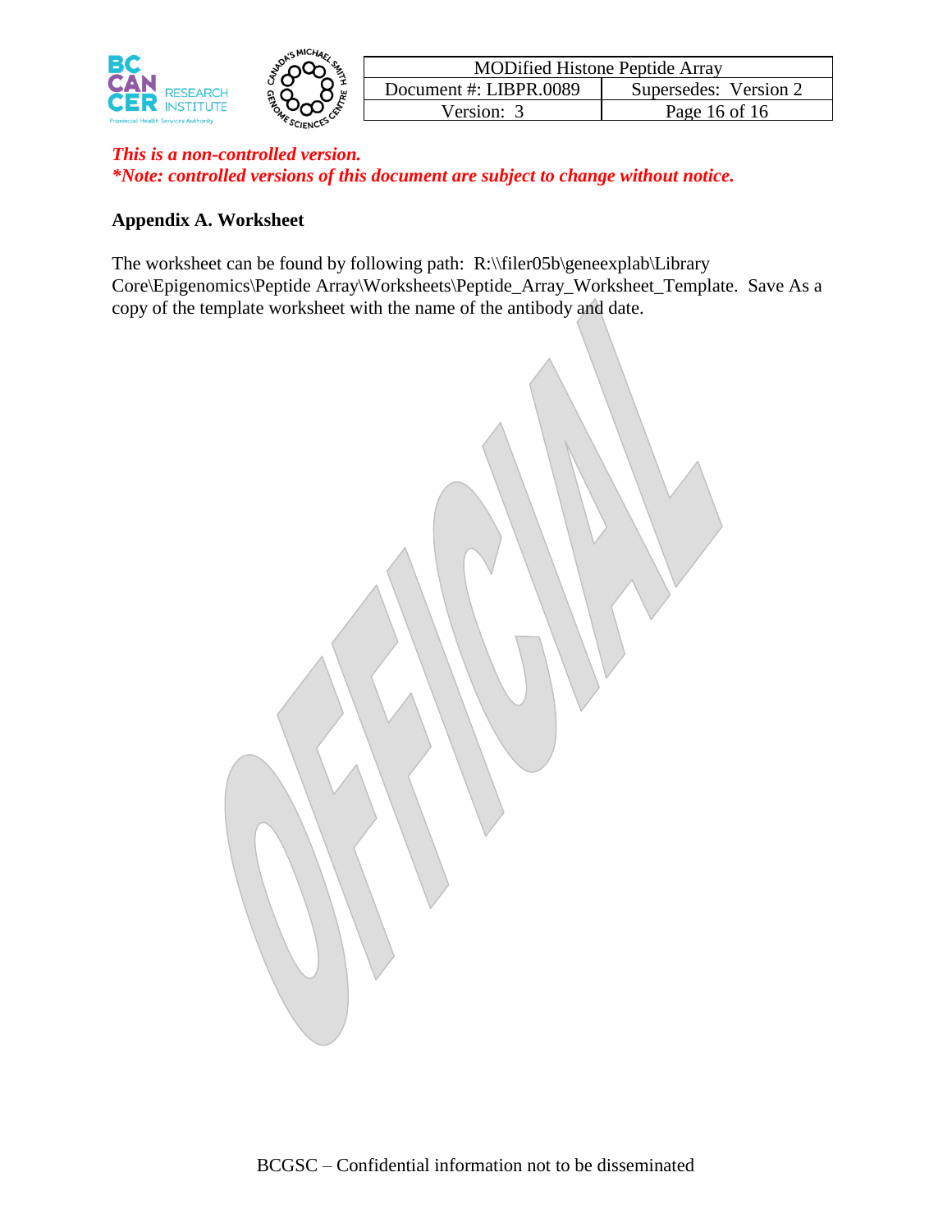*This is a non-controlled version.*
***Note: controlled versions of this document are subject to change without notice.***

**Appendix A. Worksheet**

The worksheet can be found by following path: R:\\filer05b\geneexplab\Library Core\Epigenomics\Peptide Array\Worksheets\Peptide_Array_Worksheet_Template. Save As a copy of the template worksheet with the name of the antibody and date.